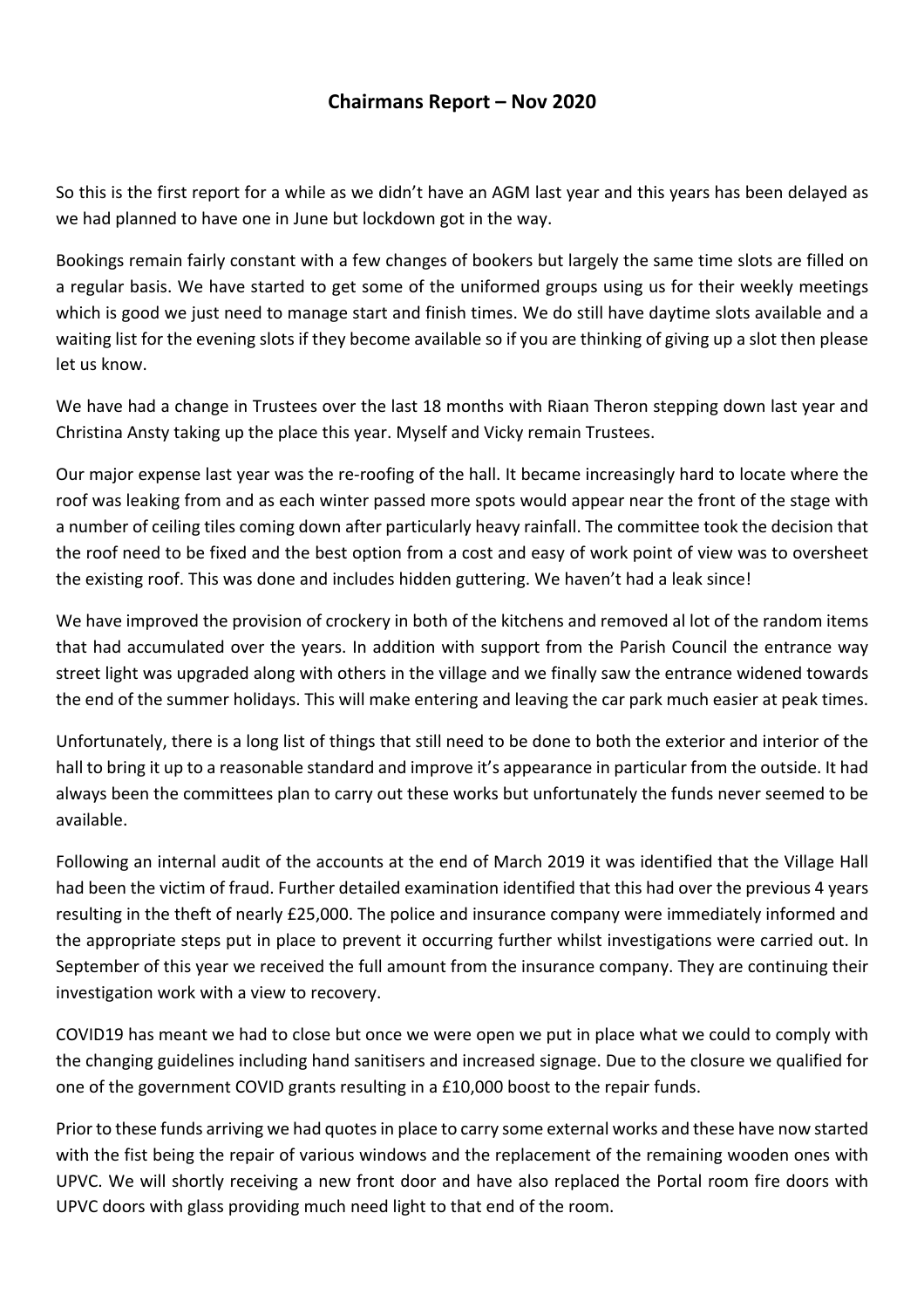# Chairmans Report – Nov 2020

So this is the first report for a while as we didn't have an AGM last year and this years has been delayed as we had planned to have one in June but lockdown got in the way.

Bookings remain fairly constant with a few changes of bookers but largely the same time slots are filled on a regular basis. We have started to get some of the uniformed groups using us for their weekly meetings which is good we just need to manage start and finish times. We do still have daytime slots available and a waiting list for the evening slots if they become available so if you are thinking of giving up a slot then please let us know.

We have had a change in Trustees over the last 18 months with Riaan Theron stepping down last year and Christina Ansty taking up the place this year. Myself and Vicky remain Trustees.

Our major expense last year was the re-roofing of the hall. It became increasingly hard to locate where the roof was leaking from and as each winter passed more spots would appear near the front of the stage with a number of ceiling tiles coming down after particularly heavy rainfall. The committee took the decision that the roof need to be fixed and the best option from a cost and easy of work point of view was to oversheet the existing roof. This was done and includes hidden guttering. We haven't had a leak since!

We have improved the provision of crockery in both of the kitchens and removed al lot of the random items that had accumulated over the years. In addition with support from the Parish Council the entrance way street light was upgraded along with others in the village and we finally saw the entrance widened towards the end of the summer holidays. This will make entering and leaving the car park much easier at peak times.

Unfortunately, there is a long list of things that still need to be done to both the exterior and interior of the hall to bring it up to a reasonable standard and improve it's appearance in particular from the outside. It had always been the committees plan to carry out these works but unfortunately the funds never seemed to be available.

Following an internal audit of the accounts at the end of March 2019 it was identified that the Village Hall had been the victim of fraud. Further detailed examination identified that this had over the previous 4 years resulting in the theft of nearly £25,000. The police and insurance company were immediately informed and the appropriate steps put in place to prevent it occurring further whilst investigations were carried out. In September of this year we received the full amount from the insurance company. They are continuing their investigation work with a view to recovery.

COVID19 has meant we had to close but once we were open we put in place what we could to comply with the changing guidelines including hand sanitisers and increased signage. Due to the closure we qualified for one of the government COVID grants resulting in a £10,000 boost to the repair funds.

Prior to these funds arriving we had quotes in place to carry some external works and these have now started with the fist being the repair of various windows and the replacement of the remaining wooden ones with UPVC. We will shortly receiving a new front door and have also replaced the Portal room fire doors with UPVC doors with glass providing much need light to that end of the room.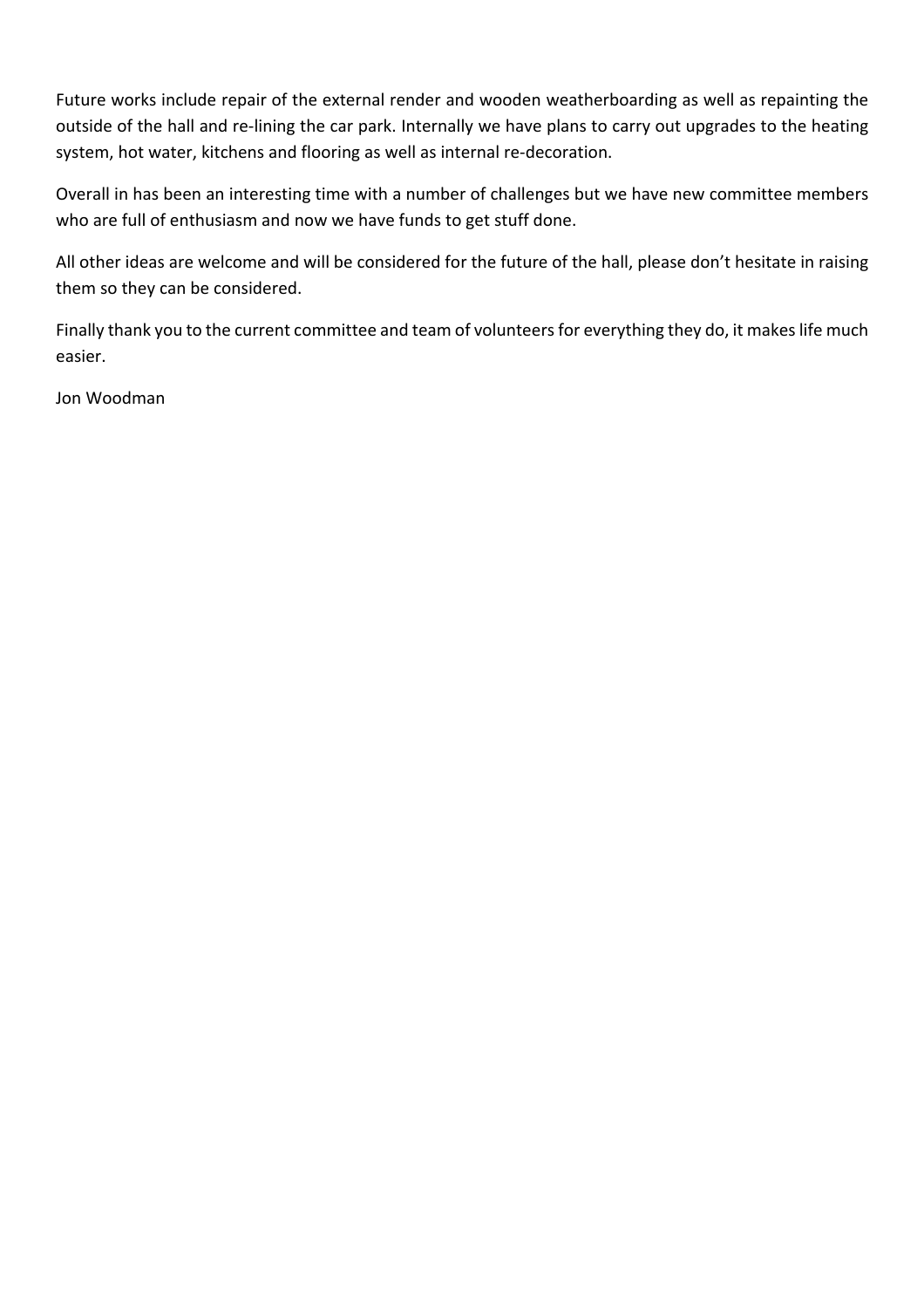Future works include repair of the external render and wooden weatherboarding as well as repainting the outside of the hall and re-lining the car park. Internally we have plans to carry out upgrades to the heating system, hot water, kitchens and flooring as well as internal re-decoration.

Overall in has been an interesting time with a number of challenges but we have new committee members who are full of enthusiasm and now we have funds to get stuff done.

All other ideas are welcome and will be considered for the future of the hall, please don't hesitate in raising them so they can be considered.

Finally thank you to the current committee and team of volunteers for everything they do, it makes life much easier.

Jon Woodman